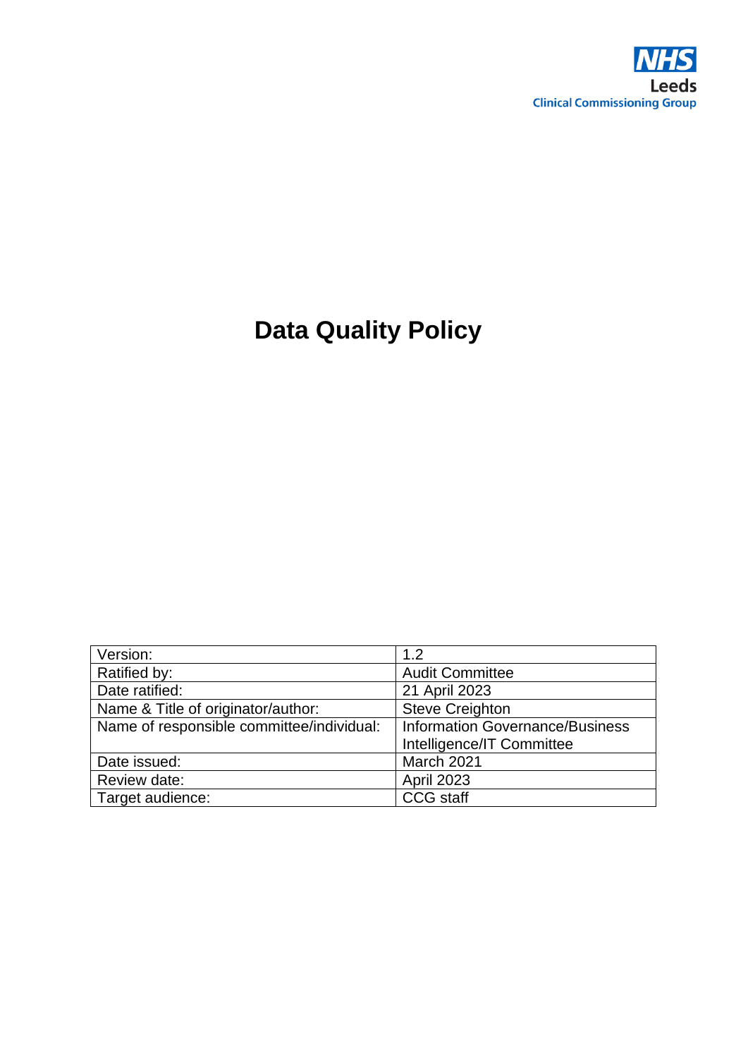NHS Leeds
Clinical Commissioning Group

# Data Quality Policy

| Version: | 1.2 |
|---|---|
| Ratified by: | Audit Committee |
| Date ratified: | 21 April 2023 |
| Name & Title of originator/author: | Steve Creighton |
| Name of responsible committee/individual: | Information Governance/Business Intelligence/IT Committee |
| Date issued: | March 2021 |
| Review date: | April 2023 |
| Target audience: | CCG staff |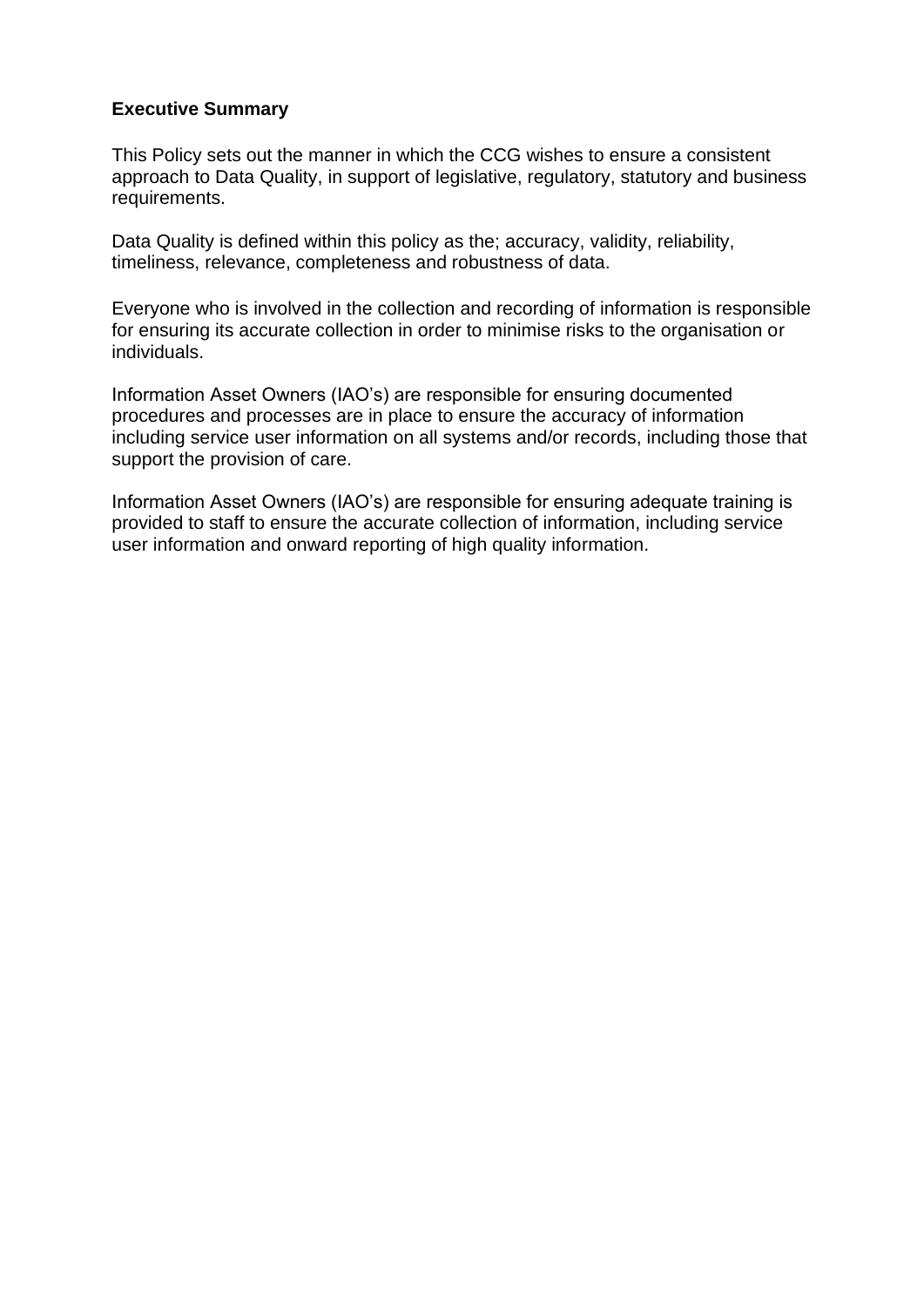**Executive Summary**

This Policy sets out the manner in which the CCG wishes to ensure a consistent approach to Data Quality, in support of legislative, regulatory, statutory and business requirements.

Data Quality is defined within this policy as the; accuracy, validity, reliability, timeliness, relevance, completeness and robustness of data.

Everyone who is involved in the collection and recording of information is responsible for ensuring its accurate collection in order to minimise risks to the organisation or individuals.

Information Asset Owners (IAO's) are responsible for ensuring documented procedures and processes are in place to ensure the accuracy of information including service user information on all systems and/or records, including those that support the provision of care.

Information Asset Owners (IAO's) are responsible for ensuring adequate training is provided to staff to ensure the accurate collection of information, including service user information and onward reporting of high quality information.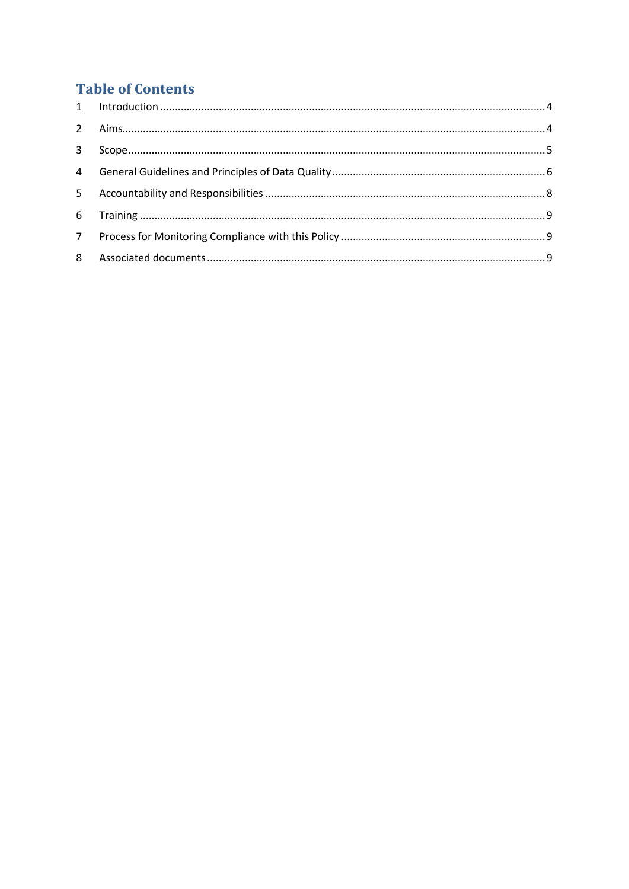## Table of Contents

1 Introduction ........................................................................................................................ 4

2 Aims.................................................................................................................................... 4

3 Scope.................................................................................................................................. 5

4 General Guidelines and Principles of Data Quality ........................................................ 6

5 Accountability and Responsibilities ............................................................................... 8

6 Training ............................................................................................................................. 9

7 Process for Monitoring Compliance with this Policy ...................................................... 9

8 Associated documents ...................................................................................................... 9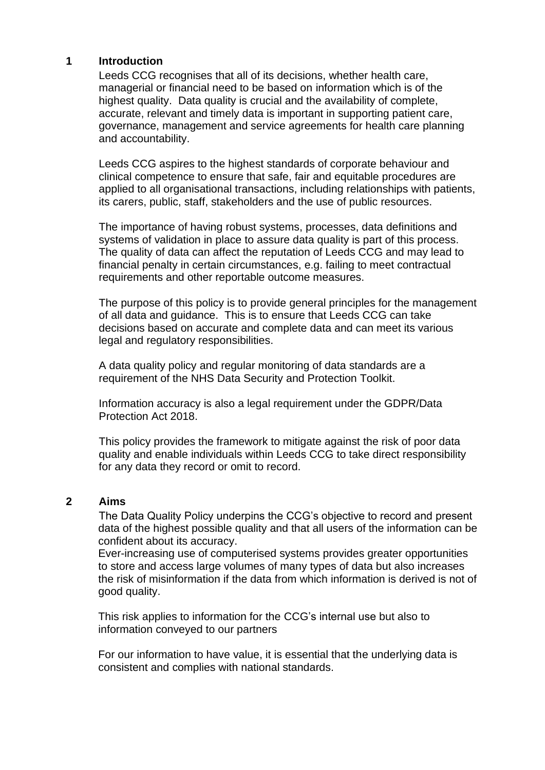## 1 Introduction

Leeds CCG recognises that all of its decisions, whether health care, managerial or financial need to be based on information which is of the highest quality. Data quality is crucial and the availability of complete, accurate, relevant and timely data is important in supporting patient care, governance, management and service agreements for health care planning and accountability.

Leeds CCG aspires to the highest standards of corporate behaviour and clinical competence to ensure that safe, fair and equitable procedures are applied to all organisational transactions, including relationships with patients, its carers, public, staff, stakeholders and the use of public resources.

The importance of having robust systems, processes, data definitions and systems of validation in place to assure data quality is part of this process. The quality of data can affect the reputation of Leeds CCG and may lead to financial penalty in certain circumstances, e.g. failing to meet contractual requirements and other reportable outcome measures.

The purpose of this policy is to provide general principles for the management of all data and guidance. This is to ensure that Leeds CCG can take decisions based on accurate and complete data and can meet its various legal and regulatory responsibilities.

A data quality policy and regular monitoring of data standards are a requirement of the NHS Data Security and Protection Toolkit.

Information accuracy is also a legal requirement under the GDPR/Data Protection Act 2018.

This policy provides the framework to mitigate against the risk of poor data quality and enable individuals within Leeds CCG to take direct responsibility for any data they record or omit to record.

## 2 Aims

The Data Quality Policy underpins the CCG's objective to record and present data of the highest possible quality and that all users of the information can be confident about its accuracy.
Ever-increasing use of computerised systems provides greater opportunities to store and access large volumes of many types of data but also increases the risk of misinformation if the data from which information is derived is not of good quality.

This risk applies to information for the CCG's internal use but also to information conveyed to our partners

For our information to have value, it is essential that the underlying data is consistent and complies with national standards.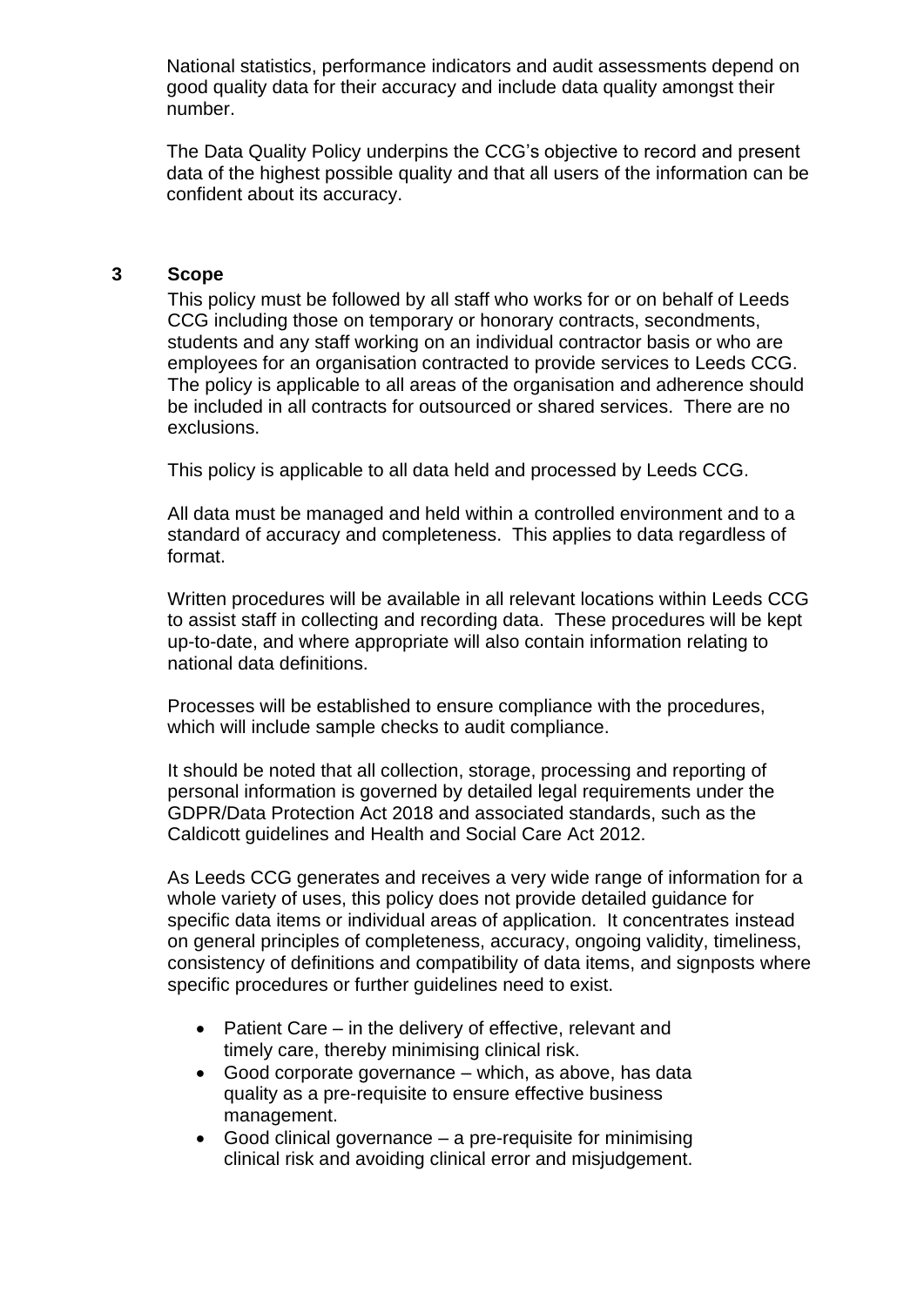National statistics, performance indicators and audit assessments depend on good quality data for their accuracy and include data quality amongst their number.

The Data Quality Policy underpins the CCG's objective to record and present data of the highest possible quality and that all users of the information can be confident about its accuracy.

## 3 Scope

This policy must be followed by all staff who works for or on behalf of Leeds CCG including those on temporary or honorary contracts, secondments, students and any staff working on an individual contractor basis or who are employees for an organisation contracted to provide services to Leeds CCG. The policy is applicable to all areas of the organisation and adherence should be included in all contracts for outsourced or shared services. There are no exclusions.

This policy is applicable to all data held and processed by Leeds CCG.

All data must be managed and held within a controlled environment and to a standard of accuracy and completeness. This applies to data regardless of format.

Written procedures will be available in all relevant locations within Leeds CCG to assist staff in collecting and recording data. These procedures will be kept up-to-date, and where appropriate will also contain information relating to national data definitions.

Processes will be established to ensure compliance with the procedures, which will include sample checks to audit compliance.

It should be noted that all collection, storage, processing and reporting of personal information is governed by detailed legal requirements under the GDPR/Data Protection Act 2018 and associated standards, such as the Caldicott guidelines and Health and Social Care Act 2012.

As Leeds CCG generates and receives a very wide range of information for a whole variety of uses, this policy does not provide detailed guidance for specific data items or individual areas of application. It concentrates instead on general principles of completeness, accuracy, ongoing validity, timeliness, consistency of definitions and compatibility of data items, and signposts where specific procedures or further guidelines need to exist.

- Patient Care – in the delivery of effective, relevant and timely care, thereby minimising clinical risk.
- Good corporate governance – which, as above, has data quality as a pre-requisite to ensure effective business management.
- Good clinical governance – a pre-requisite for minimising clinical risk and avoiding clinical error and misjudgement.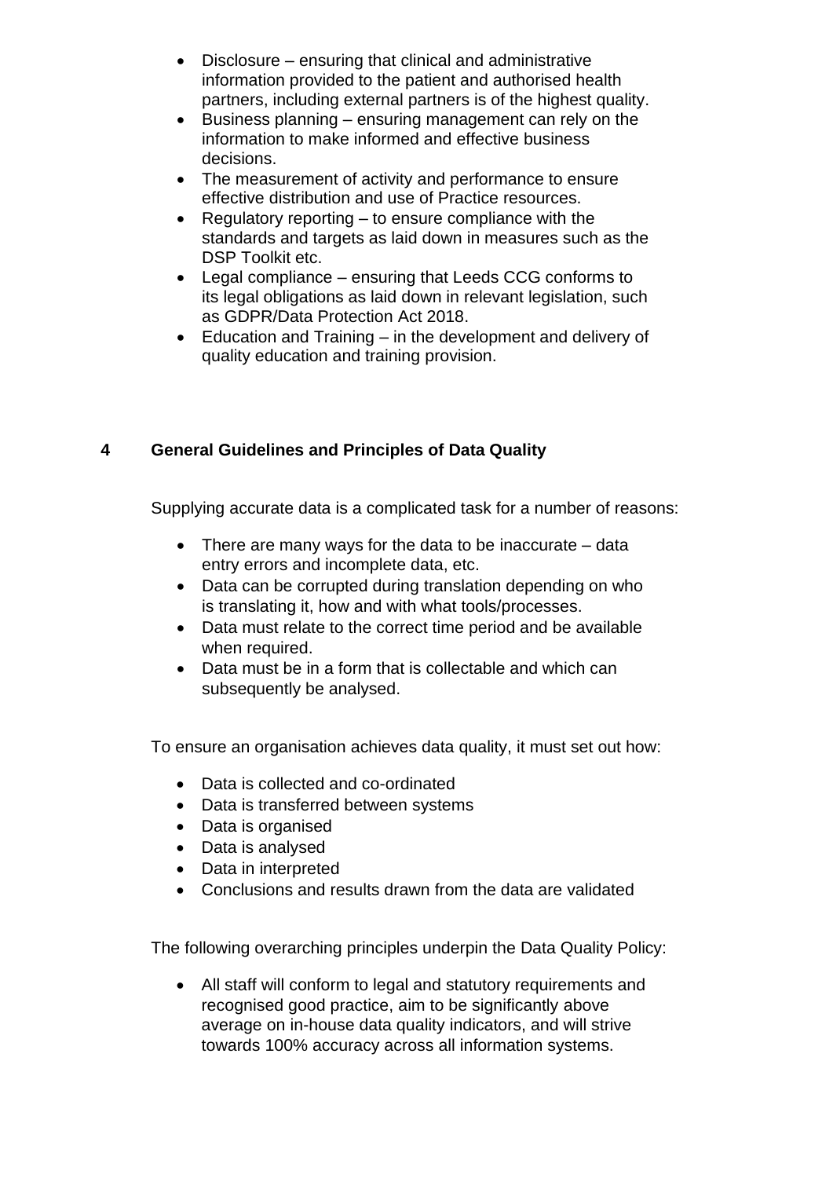- Disclosure – ensuring that clinical and administrative information provided to the patient and authorised health partners, including external partners is of the highest quality.
- Business planning – ensuring management can rely on the information to make informed and effective business decisions.
- The measurement of activity and performance to ensure effective distribution and use of Practice resources.
- Regulatory reporting – to ensure compliance with the standards and targets as laid down in measures such as the DSP Toolkit etc.
- Legal compliance – ensuring that Leeds CCG conforms to its legal obligations as laid down in relevant legislation, such as GDPR/Data Protection Act 2018.
- Education and Training – in the development and delivery of quality education and training provision.

## 4 General Guidelines and Principles of Data Quality

Supplying accurate data is a complicated task for a number of reasons:

- There are many ways for the data to be inaccurate – data entry errors and incomplete data, etc.
- Data can be corrupted during translation depending on who is translating it, how and with what tools/processes.
- Data must relate to the correct time period and be available when required.
- Data must be in a form that is collectable and which can subsequently be analysed.

To ensure an organisation achieves data quality, it must set out how:

- Data is collected and co-ordinated
- Data is transferred between systems
- Data is organised
- Data is analysed
- Data in interpreted
- Conclusions and results drawn from the data are validated

The following overarching principles underpin the Data Quality Policy:

- All staff will conform to legal and statutory requirements and recognised good practice, aim to be significantly above average on in-house data quality indicators, and will strive towards 100% accuracy across all information systems.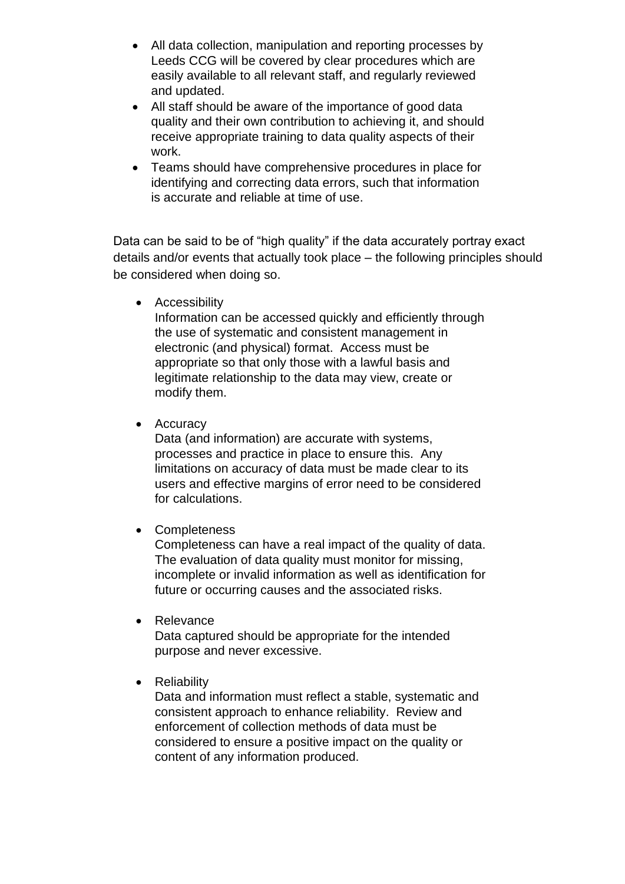- All data collection, manipulation and reporting processes by Leeds CCG will be covered by clear procedures which are easily available to all relevant staff, and regularly reviewed and updated.
- All staff should be aware of the importance of good data quality and their own contribution to achieving it, and should receive appropriate training to data quality aspects of their work.
- Teams should have comprehensive procedures in place for identifying and correcting data errors, such that information is accurate and reliable at time of use.

Data can be said to be of "high quality" if the data accurately portray exact details and/or events that actually took place – the following principles should be considered when doing so.

- Accessibility
  Information can be accessed quickly and efficiently through the use of systematic and consistent management in electronic (and physical) format. Access must be appropriate so that only those with a lawful basis and legitimate relationship to the data may view, create or modify them.

- Accuracy
  Data (and information) are accurate with systems, processes and practice in place to ensure this. Any limitations on accuracy of data must be made clear to its users and effective margins of error need to be considered for calculations.

- Completeness
  Completeness can have a real impact of the quality of data. The evaluation of data quality must monitor for missing, incomplete or invalid information as well as identification for future or occurring causes and the associated risks.

- Relevance
  Data captured should be appropriate for the intended purpose and never excessive.

- Reliability
  Data and information must reflect a stable, systematic and consistent approach to enhance reliability. Review and enforcement of collection methods of data must be considered to ensure a positive impact on the quality or content of any information produced.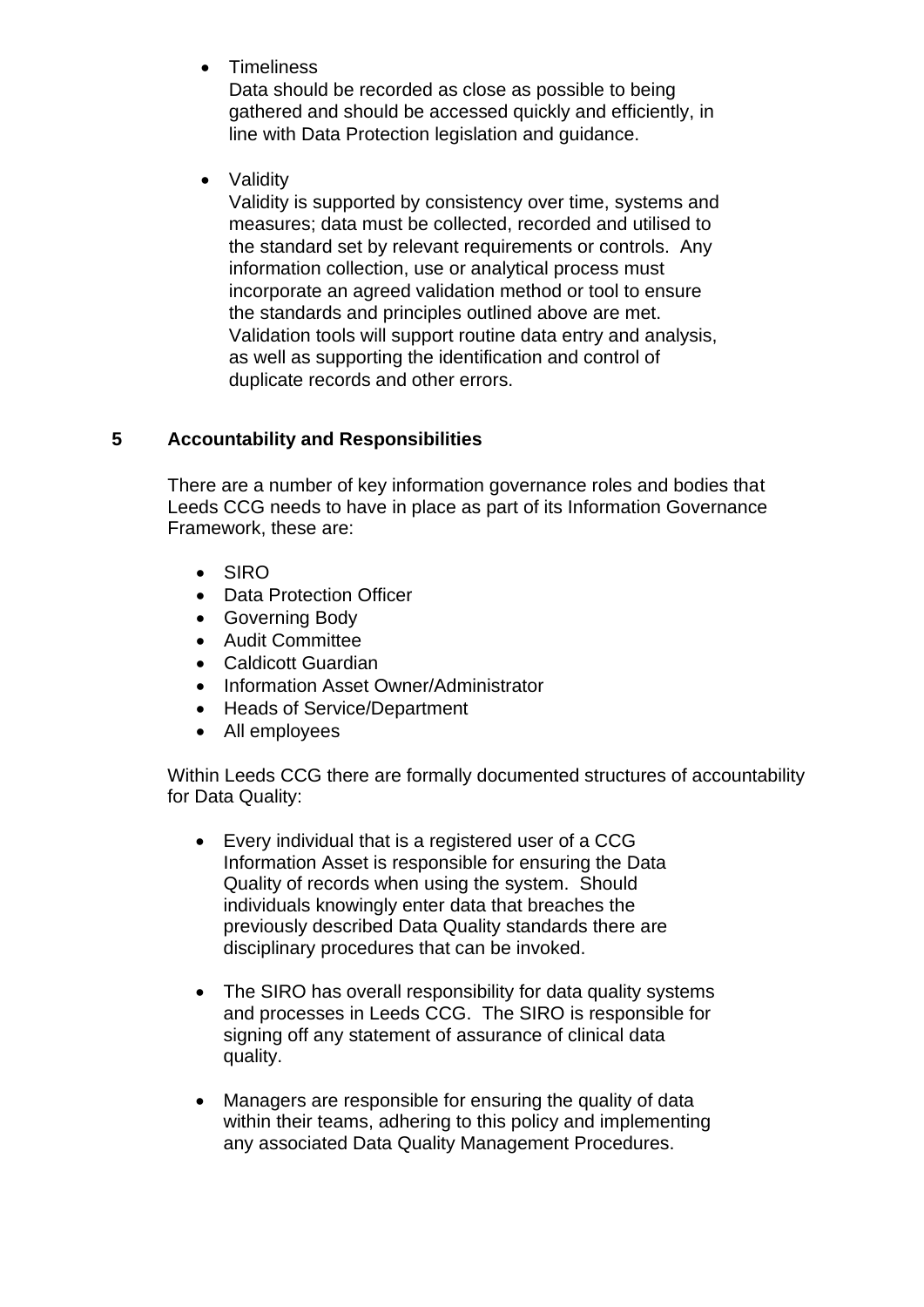- Timeliness
  Data should be recorded as close as possible to being gathered and should be accessed quickly and efficiently, in line with Data Protection legislation and guidance.

- Validity
  Validity is supported by consistency over time, systems and measures; data must be collected, recorded and utilised to the standard set by relevant requirements or controls. Any information collection, use or analytical process must incorporate an agreed validation method or tool to ensure the standards and principles outlined above are met. Validation tools will support routine data entry and analysis, as well as supporting the identification and control of duplicate records and other errors.

## 5 Accountability and Responsibilities

There are a number of key information governance roles and bodies that Leeds CCG needs to have in place as part of its Information Governance Framework, these are:

- SIRO
- Data Protection Officer
- Governing Body
- Audit Committee
- Caldicott Guardian
- Information Asset Owner/Administrator
- Heads of Service/Department
- All employees

Within Leeds CCG there are formally documented structures of accountability for Data Quality:

- Every individual that is a registered user of a CCG Information Asset is responsible for ensuring the Data Quality of records when using the system. Should individuals knowingly enter data that breaches the previously described Data Quality standards there are disciplinary procedures that can be invoked.

- The SIRO has overall responsibility for data quality systems and processes in Leeds CCG. The SIRO is responsible for signing off any statement of assurance of clinical data quality.

- Managers are responsible for ensuring the quality of data within their teams, adhering to this policy and implementing any associated Data Quality Management Procedures.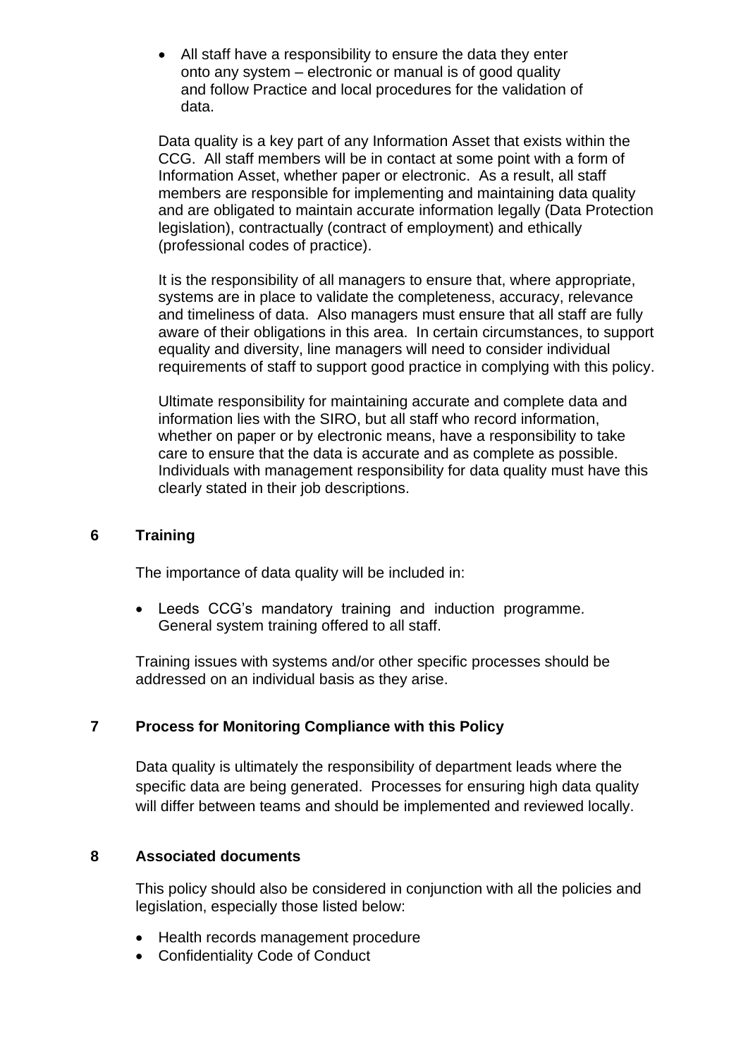- All staff have a responsibility to ensure the data they enter onto any system – electronic or manual is of good quality and follow Practice and local procedures for the validation of data.

Data quality is a key part of any Information Asset that exists within the CCG. All staff members will be in contact at some point with a form of Information Asset, whether paper or electronic. As a result, all staff members are responsible for implementing and maintaining data quality and are obligated to maintain accurate information legally (Data Protection legislation), contractually (contract of employment) and ethically (professional codes of practice).

It is the responsibility of all managers to ensure that, where appropriate, systems are in place to validate the completeness, accuracy, relevance and timeliness of data. Also managers must ensure that all staff are fully aware of their obligations in this area. In certain circumstances, to support equality and diversity, line managers will need to consider individual requirements of staff to support good practice in complying with this policy.

Ultimate responsibility for maintaining accurate and complete data and information lies with the SIRO, but all staff who record information, whether on paper or by electronic means, have a responsibility to take care to ensure that the data is accurate and as complete as possible. Individuals with management responsibility for data quality must have this clearly stated in their job descriptions.

## 6 Training

The importance of data quality will be included in:

- Leeds CCG's mandatory training and induction programme. General system training offered to all staff.

Training issues with systems and/or other specific processes should be addressed on an individual basis as they arise.

## 7 Process for Monitoring Compliance with this Policy

Data quality is ultimately the responsibility of department leads where the specific data are being generated. Processes for ensuring high data quality will differ between teams and should be implemented and reviewed locally.

## 8 Associated documents

This policy should also be considered in conjunction with all the policies and legislation, especially those listed below:

- Health records management procedure
- Confidentiality Code of Conduct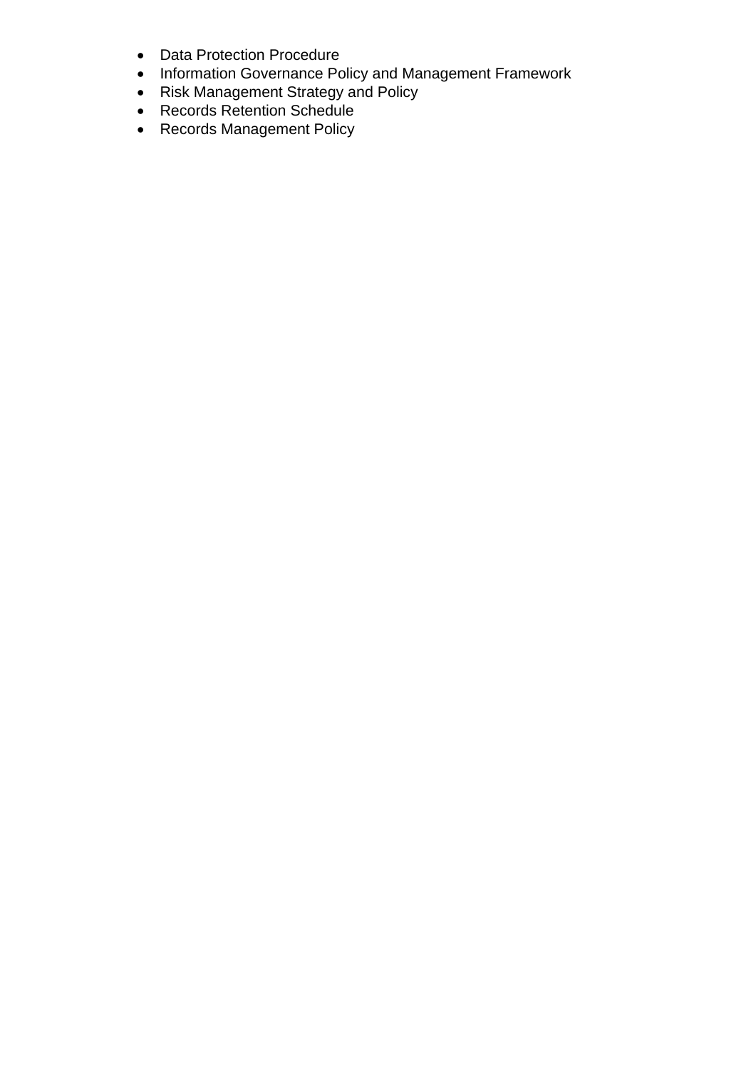- Data Protection Procedure
- Information Governance Policy and Management Framework
- Risk Management Strategy and Policy
- Records Retention Schedule
- Records Management Policy